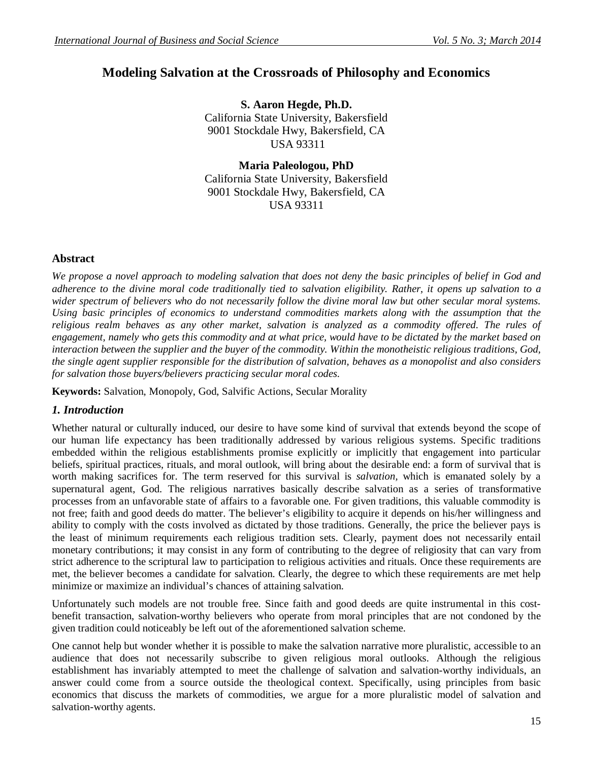# Modeling Salvation at the Crossroads of Philosophy and Economics

**S. Aaron Hegde, Ph.D.**
California State University, Bakersfield
9001 Stockdale Hwy, Bakersfield, CA
USA 93311

**Maria Paleologou, PhD**
California State University, Bakersfield
9001 Stockdale Hwy, Bakersfield, CA
USA 93311

## Abstract

*We propose a novel approach to modeling salvation that does not deny the basic principles of belief in God and adherence to the divine moral code traditionally tied to salvation eligibility. Rather, it opens up salvation to a wider spectrum of believers who do not necessarily follow the divine moral law but other secular moral systems. Using basic principles of economics to understand commodities markets along with the assumption that the religious realm behaves as any other market, salvation is analyzed as a commodity offered. The rules of engagement, namely who gets this commodity and at what price, would have to be dictated by the market based on interaction between the supplier and the buyer of the commodity. Within the monotheistic religious traditions, God, the single agent supplier responsible for the distribution of salvation, behaves as a monopolist and also considers for salvation those buyers/believers practicing secular moral codes.*

**Keywords:** Salvation, Monopoly, God, Salvific Actions, Secular Morality

## *1. Introduction*

Whether natural or culturally induced, our desire to have some kind of survival that extends beyond the scope of our human life expectancy has been traditionally addressed by various religious systems. Specific traditions embedded within the religious establishments promise explicitly or implicitly that engagement into particular beliefs, spiritual practices, rituals, and moral outlook, will bring about the desirable end: a form of survival that is worth making sacrifices for. The term reserved for this survival is *salvation,* which is emanated solely by a supernatural agent, God. The religious narratives basically describe salvation as a series of transformative processes from an unfavorable state of affairs to a favorable one. For given traditions, this valuable commodity is not free; faith and good deeds do matter. The believer's eligibility to acquire it depends on his/her willingness and ability to comply with the costs involved as dictated by those traditions. Generally, the price the believer pays is the least of minimum requirements each religious tradition sets. Clearly, payment does not necessarily entail monetary contributions; it may consist in any form of contributing to the degree of religiosity that can vary from strict adherence to the scriptural law to participation to religious activities and rituals. Once these requirements are met, the believer becomes a candidate for salvation. Clearly, the degree to which these requirements are met help minimize or maximize an individual's chances of attaining salvation.

Unfortunately such models are not trouble free. Since faith and good deeds are quite instrumental in this cost-benefit transaction, salvation-worthy believers who operate from moral principles that are not condoned by the given tradition could noticeably be left out of the aforementioned salvation scheme.

One cannot help but wonder whether it is possible to make the salvation narrative more pluralistic, accessible to an audience that does not necessarily subscribe to given religious moral outlooks. Although the religious establishment has invariably attempted to meet the challenge of salvation and salvation-worthy individuals, an answer could come from a source outside the theological context. Specifically, using principles from basic economics that discuss the markets of commodities, we argue for a more pluralistic model of salvation and salvation-worthy agents.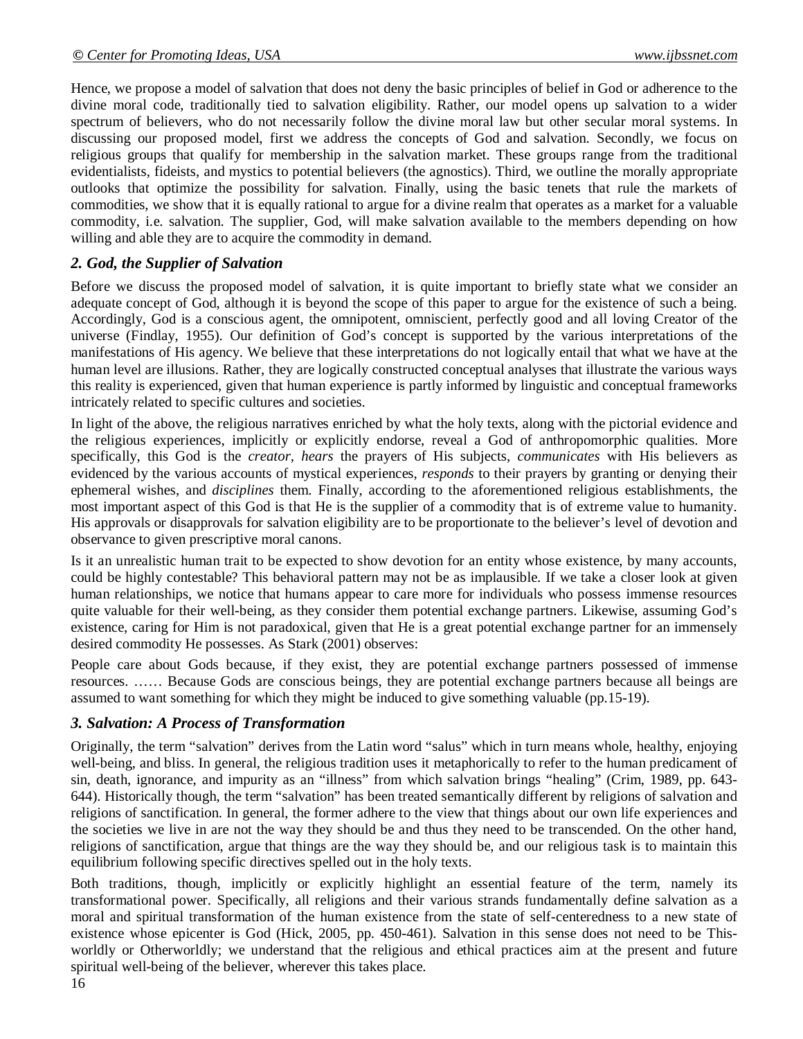Hence, we propose a model of salvation that does not deny the basic principles of belief in God or adherence to the divine moral code, traditionally tied to salvation eligibility. Rather, our model opens up salvation to a wider spectrum of believers, who do not necessarily follow the divine moral law but other secular moral systems. In discussing our proposed model, first we address the concepts of God and salvation. Secondly, we focus on religious groups that qualify for membership in the salvation market. These groups range from the traditional evidentialists, fideists, and mystics to potential believers (the agnostics). Third, we outline the morally appropriate outlooks that optimize the possibility for salvation. Finally, using the basic tenets that rule the markets of commodities, we show that it is equally rational to argue for a divine realm that operates as a market for a valuable commodity, i.e. salvation. The supplier, God, will make salvation available to the members depending on how willing and able they are to acquire the commodity in demand.

## *2. God, the Supplier of Salvation*

Before we discuss the proposed model of salvation, it is quite important to briefly state what we consider an adequate concept of God, although it is beyond the scope of this paper to argue for the existence of such a being. Accordingly, God is a conscious agent, the omnipotent, omniscient, perfectly good and all loving Creator of the universe (Findlay, 1955). Our definition of God's concept is supported by the various interpretations of the manifestations of His agency. We believe that these interpretations do not logically entail that what we have at the human level are illusions. Rather, they are logically constructed conceptual analyses that illustrate the various ways this reality is experienced, given that human experience is partly informed by linguistic and conceptual frameworks intricately related to specific cultures and societies.

In light of the above, the religious narratives enriched by what the holy texts, along with the pictorial evidence and the religious experiences, implicitly or explicitly endorse, reveal a God of anthropomorphic qualities. More specifically, this God is the *creator, hears* the prayers of His subjects, *communicates* with His believers as evidenced by the various accounts of mystical experiences, *responds* to their prayers by granting or denying their ephemeral wishes, and *disciplines* them. Finally, according to the aforementioned religious establishments, the most important aspect of this God is that He is the supplier of a commodity that is of extreme value to humanity. His approvals or disapprovals for salvation eligibility are to be proportionate to the believer's level of devotion and observance to given prescriptive moral canons.

Is it an unrealistic human trait to be expected to show devotion for an entity whose existence, by many accounts, could be highly contestable? This behavioral pattern may not be as implausible. If we take a closer look at given human relationships, we notice that humans appear to care more for individuals who possess immense resources quite valuable for their well-being, as they consider them potential exchange partners. Likewise, assuming God's existence, caring for Him is not paradoxical, given that He is a great potential exchange partner for an immensely desired commodity He possesses. As Stark (2001) observes:

People care about Gods because, if they exist, they are potential exchange partners possessed of immense resources. …… Because Gods are conscious beings, they are potential exchange partners because all beings are assumed to want something for which they might be induced to give something valuable (pp.15-19).

## *3. Salvation: A Process of Transformation*

Originally, the term "salvation" derives from the Latin word "salus" which in turn means whole, healthy, enjoying well-being, and bliss. In general, the religious tradition uses it metaphorically to refer to the human predicament of sin, death, ignorance, and impurity as an "illness" from which salvation brings "healing" (Crim, 1989, pp. 643-644). Historically though, the term "salvation" has been treated semantically different by religions of salvation and religions of sanctification. In general, the former adhere to the view that things about our own life experiences and the societies we live in are not the way they should be and thus they need to be transcended. On the other hand, religions of sanctification, argue that things are the way they should be, and our religious task is to maintain this equilibrium following specific directives spelled out in the holy texts.

Both traditions, though, implicitly or explicitly highlight an essential feature of the term, namely its transformational power. Specifically, all religions and their various strands fundamentally define salvation as a moral and spiritual transformation of the human existence from the state of self-centeredness to a new state of existence whose epicenter is God (Hick, 2005, pp. 450-461). Salvation in this sense does not need to be This-worldly or Otherworldly; we understand that the religious and ethical practices aim at the present and future spiritual well-being of the believer, wherever this takes place.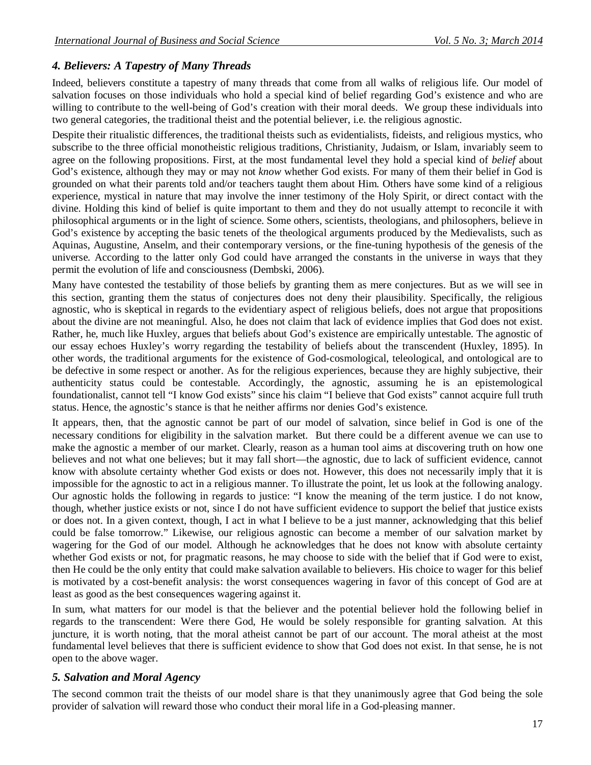### *4. Believers: A Tapestry of Many Threads*

Indeed, believers constitute a tapestry of many threads that come from all walks of religious life. Our model of salvation focuses on those individuals who hold a special kind of belief regarding God's existence and who are willing to contribute to the well-being of God's creation with their moral deeds. We group these individuals into two general categories, the traditional theist and the potential believer, i.e. the religious agnostic.

Despite their ritualistic differences, the traditional theists such as evidentialists, fideists, and religious mystics, who subscribe to the three official monotheistic religious traditions, Christianity, Judaism, or Islam, invariably seem to agree on the following propositions. First, at the most fundamental level they hold a special kind of *belief* about God's existence, although they may or may not *know* whether God exists. For many of them their belief in God is grounded on what their parents told and/or teachers taught them about Him. Others have some kind of a religious experience, mystical in nature that may involve the inner testimony of the Holy Spirit, or direct contact with the divine. Holding this kind of belief is quite important to them and they do not usually attempt to reconcile it with philosophical arguments or in the light of science. Some others, scientists, theologians, and philosophers, believe in God's existence by accepting the basic tenets of the theological arguments produced by the Medievalists, such as Aquinas, Augustine, Anselm, and their contemporary versions, or the fine-tuning hypothesis of the genesis of the universe. According to the latter only God could have arranged the constants in the universe in ways that they permit the evolution of life and consciousness (Dembski, 2006).

Many have contested the testability of those beliefs by granting them as mere conjectures. But as we will see in this section, granting them the status of conjectures does not deny their plausibility. Specifically, the religious agnostic, who is skeptical in regards to the evidentiary aspect of religious beliefs, does not argue that propositions about the divine are not meaningful. Also, he does not claim that lack of evidence implies that God does not exist. Rather, he, much like Huxley, argues that beliefs about God's existence are empirically untestable. The agnostic of our essay echoes Huxley's worry regarding the testability of beliefs about the transcendent (Huxley, 1895). In other words, the traditional arguments for the existence of God-cosmological, teleological, and ontological are to be defective in some respect or another. As for the religious experiences, because they are highly subjective, their authenticity status could be contestable. Accordingly, the agnostic, assuming he is an epistemological foundationalist, cannot tell "I know God exists" since his claim "I believe that God exists" cannot acquire full truth status. Hence, the agnostic's stance is that he neither affirms nor denies God's existence.

It appears, then, that the agnostic cannot be part of our model of salvation, since belief in God is one of the necessary conditions for eligibility in the salvation market. But there could be a different avenue we can use to make the agnostic a member of our market. Clearly, reason as a human tool aims at discovering truth on how one believes and not what one believes; but it may fall short—the agnostic, due to lack of sufficient evidence, cannot know with absolute certainty whether God exists or does not. However, this does not necessarily imply that it is impossible for the agnostic to act in a religious manner. To illustrate the point, let us look at the following analogy. Our agnostic holds the following in regards to justice: "I know the meaning of the term justice. I do not know, though, whether justice exists or not, since I do not have sufficient evidence to support the belief that justice exists or does not. In a given context, though, I act in what I believe to be a just manner, acknowledging that this belief could be false tomorrow." Likewise, our religious agnostic can become a member of our salvation market by wagering for the God of our model. Although he acknowledges that he does not know with absolute certainty whether God exists or not, for pragmatic reasons, he may choose to side with the belief that if God were to exist, then He could be the only entity that could make salvation available to believers. His choice to wager for this belief is motivated by a cost-benefit analysis: the worst consequences wagering in favor of this concept of God are at least as good as the best consequences wagering against it.

In sum, what matters for our model is that the believer and the potential believer hold the following belief in regards to the transcendent: Were there God, He would be solely responsible for granting salvation. At this juncture, it is worth noting, that the moral atheist cannot be part of our account. The moral atheist at the most fundamental level believes that there is sufficient evidence to show that God does not exist. In that sense, he is not open to the above wager.

### *5. Salvation and Moral Agency*

The second common trait the theists of our model share is that they unanimously agree that God being the sole provider of salvation will reward those who conduct their moral life in a God-pleasing manner.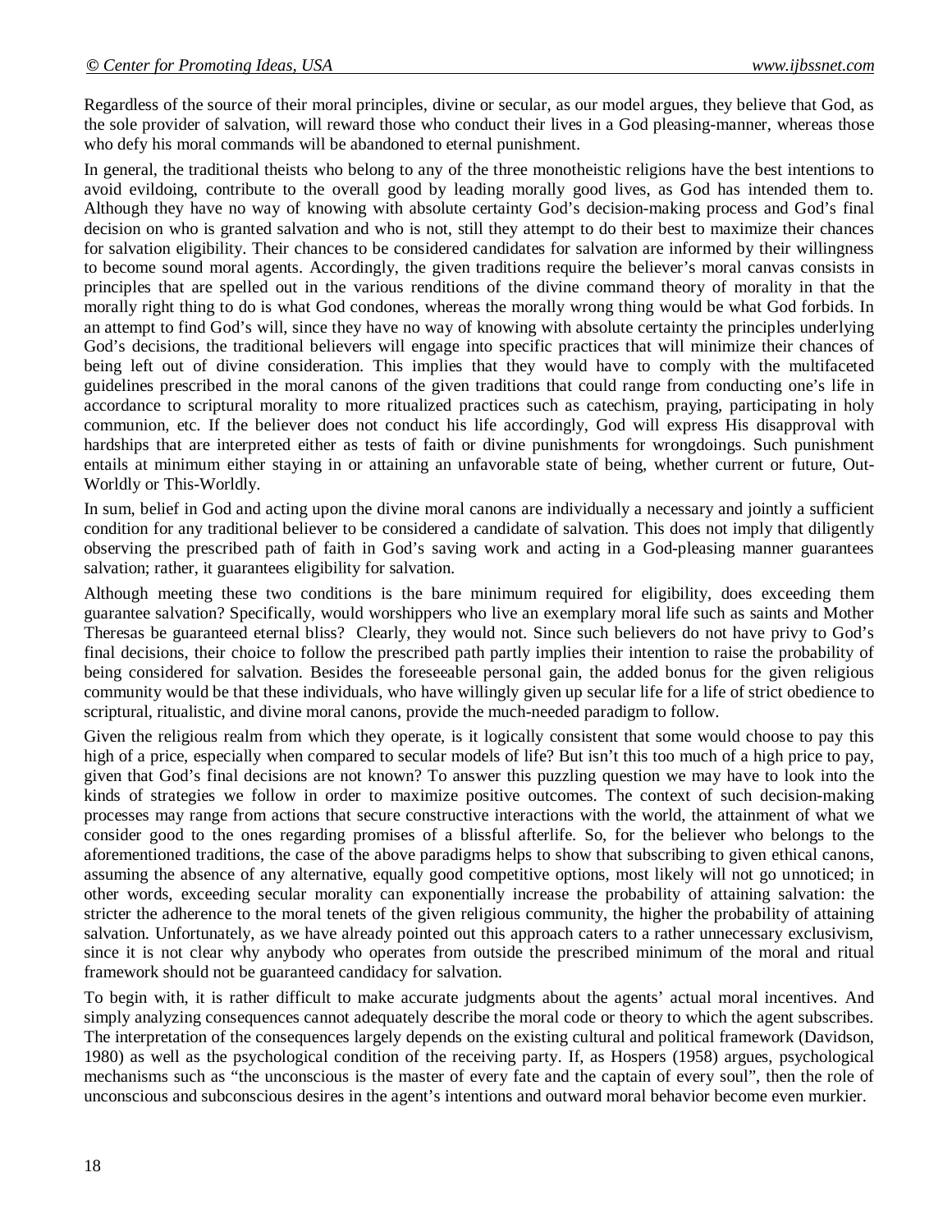Regardless of the source of their moral principles, divine or secular, as our model argues, they believe that God, as the sole provider of salvation, will reward those who conduct their lives in a God pleasing-manner, whereas those who defy his moral commands will be abandoned to eternal punishment.

In general, the traditional theists who belong to any of the three monotheistic religions have the best intentions to avoid evildoing, contribute to the overall good by leading morally good lives, as God has intended them to. Although they have no way of knowing with absolute certainty God's decision-making process and God's final decision on who is granted salvation and who is not, still they attempt to do their best to maximize their chances for salvation eligibility. Their chances to be considered candidates for salvation are informed by their willingness to become sound moral agents. Accordingly, the given traditions require the believer's moral canvas consists in principles that are spelled out in the various renditions of the divine command theory of morality in that the morally right thing to do is what God condones, whereas the morally wrong thing would be what God forbids. In an attempt to find God's will, since they have no way of knowing with absolute certainty the principles underlying God's decisions, the traditional believers will engage into specific practices that will minimize their chances of being left out of divine consideration. This implies that they would have to comply with the multifaceted guidelines prescribed in the moral canons of the given traditions that could range from conducting one's life in accordance to scriptural morality to more ritualized practices such as catechism, praying, participating in holy communion, etc. If the believer does not conduct his life accordingly, God will express His disapproval with hardships that are interpreted either as tests of faith or divine punishments for wrongdoings. Such punishment entails at minimum either staying in or attaining an unfavorable state of being, whether current or future, Out-Worldly or This-Worldly.

In sum, belief in God and acting upon the divine moral canons are individually a necessary and jointly a sufficient condition for any traditional believer to be considered a candidate of salvation. This does not imply that diligently observing the prescribed path of faith in God's saving work and acting in a God-pleasing manner guarantees salvation; rather, it guarantees eligibility for salvation.

Although meeting these two conditions is the bare minimum required for eligibility, does exceeding them guarantee salvation? Specifically, would worshippers who live an exemplary moral life such as saints and Mother Theresas be guaranteed eternal bliss? Clearly, they would not. Since such believers do not have privy to God's final decisions, their choice to follow the prescribed path partly implies their intention to raise the probability of being considered for salvation. Besides the foreseeable personal gain, the added bonus for the given religious community would be that these individuals, who have willingly given up secular life for a life of strict obedience to scriptural, ritualistic, and divine moral canons, provide the much-needed paradigm to follow.

Given the religious realm from which they operate, is it logically consistent that some would choose to pay this high of a price, especially when compared to secular models of life? But isn't this too much of a high price to pay, given that God's final decisions are not known? To answer this puzzling question we may have to look into the kinds of strategies we follow in order to maximize positive outcomes. The context of such decision-making processes may range from actions that secure constructive interactions with the world, the attainment of what we consider good to the ones regarding promises of a blissful afterlife. So, for the believer who belongs to the aforementioned traditions, the case of the above paradigms helps to show that subscribing to given ethical canons, assuming the absence of any alternative, equally good competitive options, most likely will not go unnoticed; in other words, exceeding secular morality can exponentially increase the probability of attaining salvation: the stricter the adherence to the moral tenets of the given religious community, the higher the probability of attaining salvation. Unfortunately, as we have already pointed out this approach caters to a rather unnecessary exclusivism, since it is not clear why anybody who operates from outside the prescribed minimum of the moral and ritual framework should not be guaranteed candidacy for salvation.

To begin with, it is rather difficult to make accurate judgments about the agents' actual moral incentives. And simply analyzing consequences cannot adequately describe the moral code or theory to which the agent subscribes. The interpretation of the consequences largely depends on the existing cultural and political framework (Davidson, 1980) as well as the psychological condition of the receiving party. If, as Hospers (1958) argues, psychological mechanisms such as "the unconscious is the master of every fate and the captain of every soul", then the role of unconscious and subconscious desires in the agent's intentions and outward moral behavior become even murkier.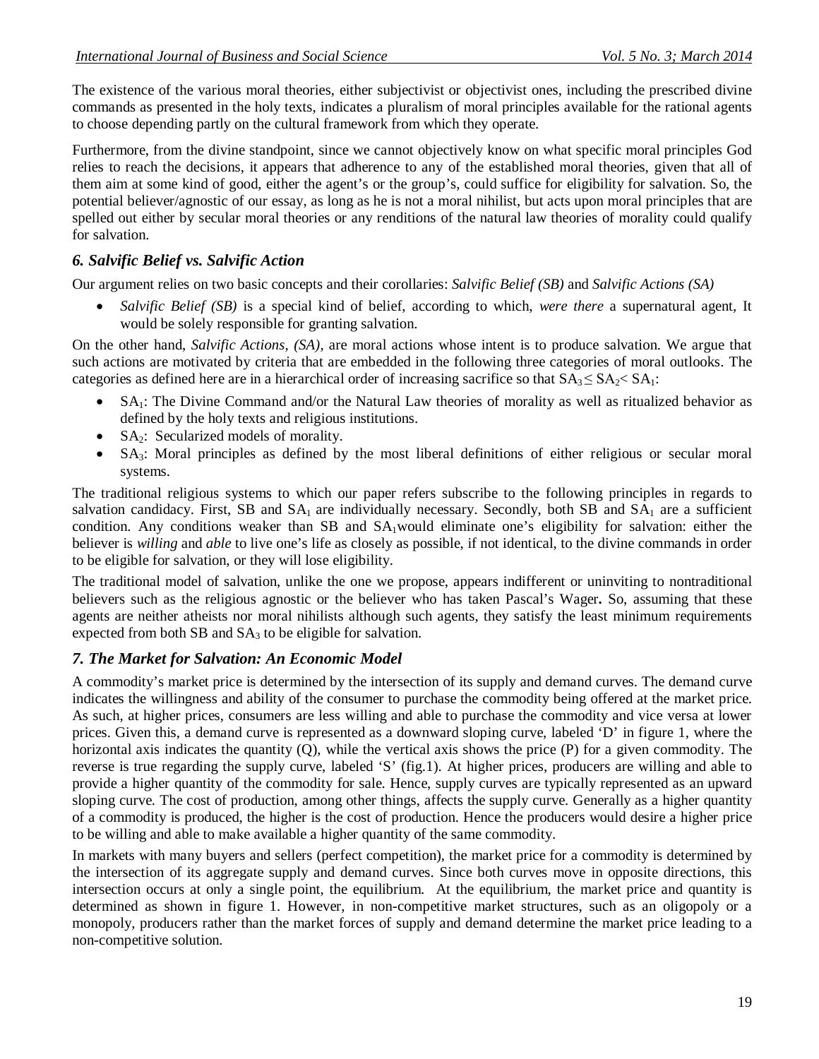The existence of the various moral theories, either subjectivist or objectivist ones, including the prescribed divine commands as presented in the holy texts, indicates a pluralism of moral principles available for the rational agents to choose depending partly on the cultural framework from which they operate.

Furthermore, from the divine standpoint, since we cannot objectively know on what specific moral principles God relies to reach the decisions, it appears that adherence to any of the established moral theories, given that all of them aim at some kind of good, either the agent's or the group's, could suffice for eligibility for salvation. So, the potential believer/agnostic of our essay, as long as he is not a moral nihilist, but acts upon moral principles that are spelled out either by secular moral theories or any renditions of the natural law theories of morality could qualify for salvation.

### *6. Salvific Belief vs. Salvific Action*

Our argument relies on two basic concepts and their corollaries: *Salvific Belief (SB)* and *Salvific Actions (SA)*

- *Salvific Belief (SB)* is a special kind of belief, according to which, *were there* a supernatural agent, It would be solely responsible for granting salvation.

On the other hand, *Salvific Actions, (SA),* are moral actions whose intent is to produce salvation. We argue that such actions are motivated by criteria that are embedded in the following three categories of moral outlooks. The categories as defined here are in a hierarchical order of increasing sacrifice so that $SA_3 \leq SA_2 < SA_1$:

- $SA_1$: The Divine Command and/or the Natural Law theories of morality as well as ritualized behavior as defined by the holy texts and religious institutions.
- $SA_2$: Secularized models of morality.
- $SA_3$: Moral principles as defined by the most liberal definitions of either religious or secular moral systems.

The traditional religious systems to which our paper refers subscribe to the following principles in regards to salvation candidacy. First, SB and $SA_1$ are individually necessary. Secondly, both SB and $SA_1$ are a sufficient condition. Any conditions weaker than SB and $SA_1$would eliminate one's eligibility for salvation: either the believer is *willing* and *able* to live one's life as closely as possible, if not identical, to the divine commands in order to be eligible for salvation, or they will lose eligibility.

The traditional model of salvation, unlike the one we propose, appears indifferent or uninviting to nontraditional believers such as the religious agnostic or the believer who has taken Pascal's Wager**.** So, assuming that these agents are neither atheists nor moral nihilists although such agents, they satisfy the least minimum requirements expected from both SB and $SA_3$ to be eligible for salvation.

### *7. The Market for Salvation: An Economic Model*

A commodity's market price is determined by the intersection of its supply and demand curves. The demand curve indicates the willingness and ability of the consumer to purchase the commodity being offered at the market price. As such, at higher prices, consumers are less willing and able to purchase the commodity and vice versa at lower prices. Given this, a demand curve is represented as a downward sloping curve, labeled 'D' in figure 1, where the horizontal axis indicates the quantity (Q), while the vertical axis shows the price (P) for a given commodity. The reverse is true regarding the supply curve, labeled 'S' (fig.1). At higher prices, producers are willing and able to provide a higher quantity of the commodity for sale. Hence, supply curves are typically represented as an upward sloping curve. The cost of production, among other things, affects the supply curve. Generally as a higher quantity of a commodity is produced, the higher is the cost of production. Hence the producers would desire a higher price to be willing and able to make available a higher quantity of the same commodity.

In markets with many buyers and sellers (perfect competition), the market price for a commodity is determined by the intersection of its aggregate supply and demand curves. Since both curves move in opposite directions, this intersection occurs at only a single point, the equilibrium. At the equilibrium, the market price and quantity is determined as shown in figure 1. However, in non-competitive market structures, such as an oligopoly or a monopoly, producers rather than the market forces of supply and demand determine the market price leading to a non-competitive solution.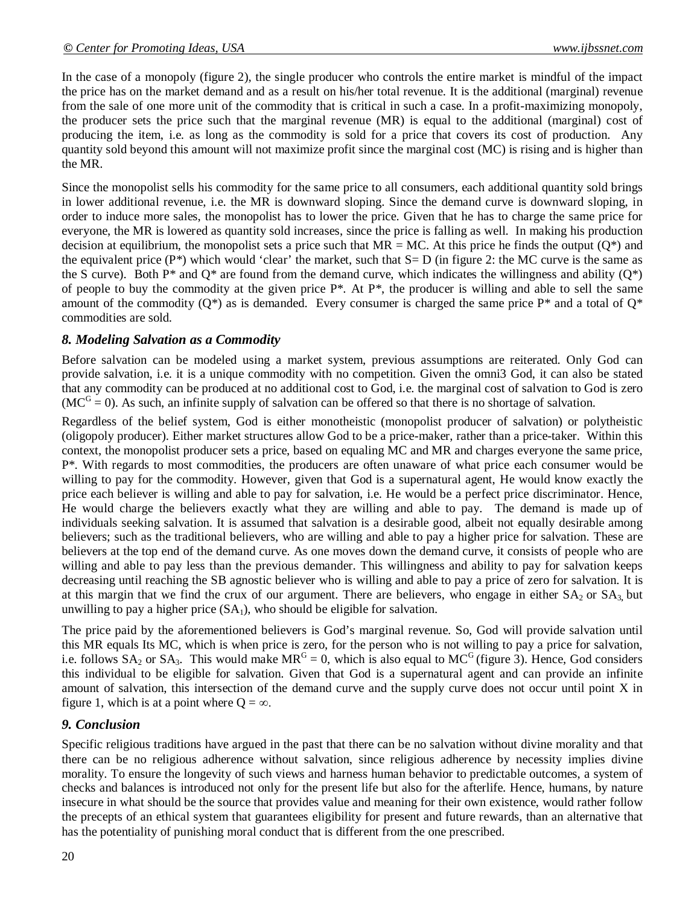In the case of a monopoly (figure 2), the single producer who controls the entire market is mindful of the impact the price has on the market demand and as a result on his/her total revenue. It is the additional (marginal) revenue from the sale of one more unit of the commodity that is critical in such a case. In a profit-maximizing monopoly, the producer sets the price such that the marginal revenue (MR) is equal to the additional (marginal) cost of producing the item, i.e. as long as the commodity is sold for a price that covers its cost of production. Any quantity sold beyond this amount will not maximize profit since the marginal cost (MC) is rising and is higher than the MR.

Since the monopolist sells his commodity for the same price to all consumers, each additional quantity sold brings in lower additional revenue, i.e. the MR is downward sloping. Since the demand curve is downward sloping, in order to induce more sales, the monopolist has to lower the price. Given that he has to charge the same price for everyone, the MR is lowered as quantity sold increases, since the price is falling as well. In making his production decision at equilibrium, the monopolist sets a price such that MR = MC. At this price he finds the output ($Q^*$) and the equivalent price ($P^*$) which would 'clear' the market, such that S= D (in figure 2: the MC curve is the same as the S curve). Both $P^*$ and $Q^*$ are found from the demand curve, which indicates the willingness and ability ($Q^*$) of people to buy the commodity at the given price $P^*$. At $P^*$, the producer is willing and able to sell the same amount of the commodity ($Q^*$) as is demanded. Every consumer is charged the same price $P^*$ and a total of $Q^*$ commodities are sold.

### *8. Modeling Salvation as a Commodity*

Before salvation can be modeled using a market system, previous assumptions are reiterated. Only God can provide salvation, i.e. it is a unique commodity with no competition. Given the omni3 God, it can also be stated that any commodity can be produced at no additional cost to God, i.e. the marginal cost of salvation to God is zero ($MC^G = 0$). As such, an infinite supply of salvation can be offered so that there is no shortage of salvation.

Regardless of the belief system, God is either monotheistic (monopolist producer of salvation) or polytheistic (oligopoly producer). Either market structures allow God to be a price-maker, rather than a price-taker. Within this context, the monopolist producer sets a price, based on equaling MC and MR and charges everyone the same price, $P^*$. With regards to most commodities, the producers are often unaware of what price each consumer would be willing to pay for the commodity. However, given that God is a supernatural agent, He would know exactly the price each believer is willing and able to pay for salvation, i.e. He would be a perfect price discriminator. Hence, He would charge the believers exactly what they are willing and able to pay. The demand is made up of individuals seeking salvation. It is assumed that salvation is a desirable good, albeit not equally desirable among believers; such as the traditional believers, who are willing and able to pay a higher price for salvation. These are believers at the top end of the demand curve. As one moves down the demand curve, it consists of people who are willing and able to pay less than the previous demander. This willingness and ability to pay for salvation keeps decreasing until reaching the SB agnostic believer who is willing and able to pay a price of zero for salvation. It is at this margin that we find the crux of our argument. There are believers, who engage in either $SA_2$ or $SA_3$, but unwilling to pay a higher price ($SA_1$), who should be eligible for salvation.

The price paid by the aforementioned believers is God's marginal revenue. So, God will provide salvation until this MR equals Its MC, which is when price is zero, for the person who is not willing to pay a price for salvation, i.e. follows $SA_2$ or $SA_3$. This would make $MR^G = 0$, which is also equal to $MC^G$ (figure 3). Hence, God considers this individual to be eligible for salvation. Given that God is a supernatural agent and can provide an infinite amount of salvation, this intersection of the demand curve and the supply curve does not occur until point X in figure 1, which is at a point where $Q = \infty$.

### *9. Conclusion*

Specific religious traditions have argued in the past that there can be no salvation without divine morality and that there can be no religious adherence without salvation, since religious adherence by necessity implies divine morality. To ensure the longevity of such views and harness human behavior to predictable outcomes, a system of checks and balances is introduced not only for the present life but also for the afterlife. Hence, humans, by nature insecure in what should be the source that provides value and meaning for their own existence, would rather follow the precepts of an ethical system that guarantees eligibility for present and future rewards, than an alternative that has the potentiality of punishing moral conduct that is different from the one prescribed.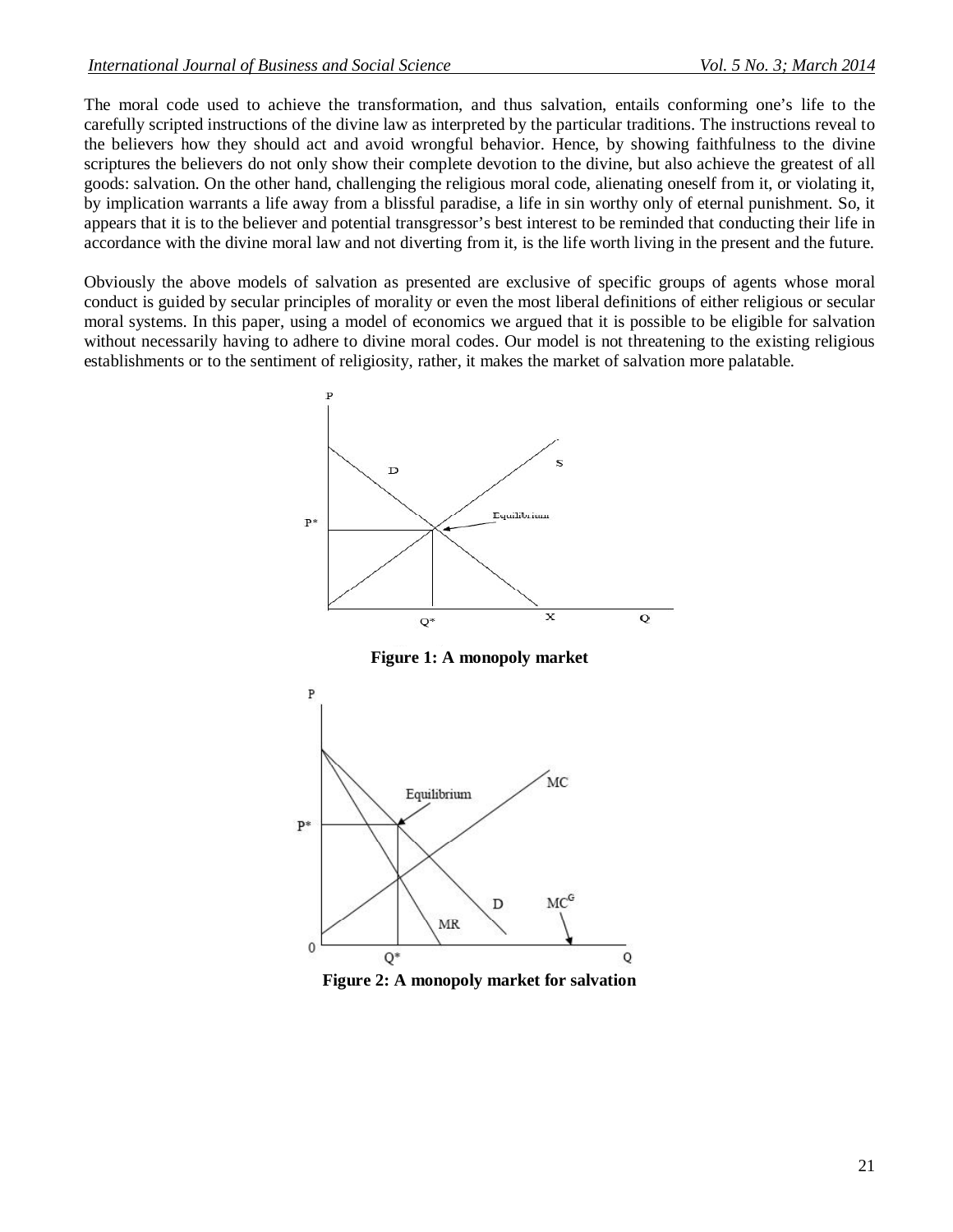The moral code used to achieve the transformation, and thus salvation, entails conforming one's life to the carefully scripted instructions of the divine law as interpreted by the particular traditions. The instructions reveal to the believers how they should act and avoid wrongful behavior. Hence, by showing faithfulness to the divine scriptures the believers do not only show their complete devotion to the divine, but also achieve the greatest of all goods: salvation. On the other hand, challenging the religious moral code, alienating oneself from it, or violating it, by implication warrants a life away from a blissful paradise, a life in sin worthy only of eternal punishment. So, it appears that it is to the believer and potential transgressor's best interest to be reminded that conducting their life in accordance with the divine moral law and not diverting from it, is the life worth living in the present and the future.

Obviously the above models of salvation as presented are exclusive of specific groups of agents whose moral conduct is guided by secular principles of morality or even the most liberal definitions of either religious or secular moral systems. In this paper, using a model of economics we argued that it is possible to be eligible for salvation without necessarily having to adhere to divine moral codes. Our model is not threatening to the existing religious establishments or to the sentiment of religiosity, rather, it makes the market of salvation more palatable.

P
D
S
P*
Equilibrium
Q*
X
Q

**Figure 1: A monopoly market**

P
Equilibrium
MC
P*
D
$MC^G$
MR
0
Q*
Q

**Figure 2: A monopoly market for salvation**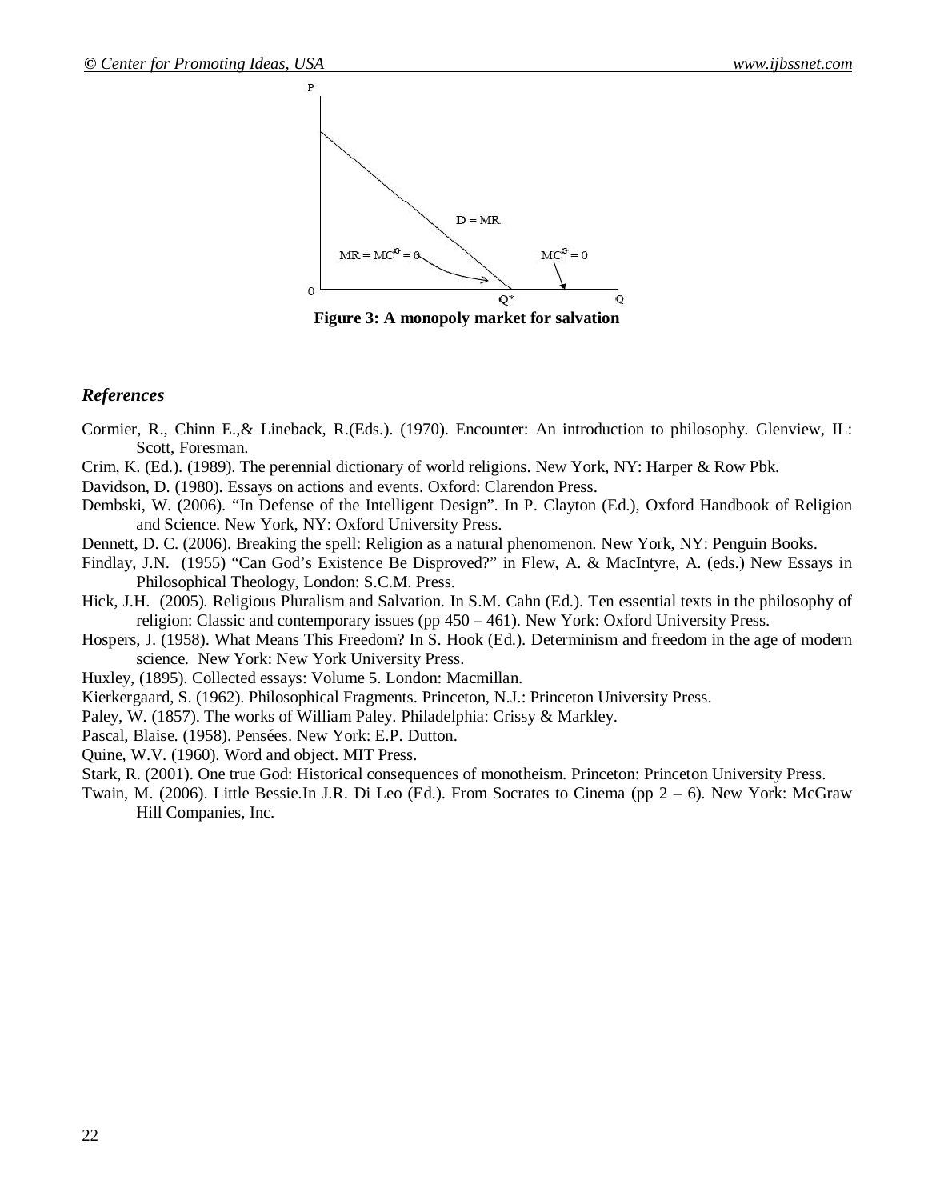P

D = MR

MR = $MC^G$ = 0

$MC^G$ = 0

0

Q*

Q

**Figure 3: A monopoly market for salvation**

## *References*

Cormier, R., Chinn E.,& Lineback, R.(Eds.). (1970). Encounter: An introduction to philosophy. Glenview, IL: Scott, Foresman.

Crim, K. (Ed.). (1989). The perennial dictionary of world religions. New York, NY: Harper & Row Pbk.

Davidson, D. (1980). Essays on actions and events. Oxford: Clarendon Press.

Dembski, W. (2006). "In Defense of the Intelligent Design". In P. Clayton (Ed.), Oxford Handbook of Religion and Science. New York, NY: Oxford University Press.

Dennett, D. C. (2006). Breaking the spell: Religion as a natural phenomenon. New York, NY: Penguin Books.

Findlay, J.N. (1955) "Can God's Existence Be Disproved?" in Flew, A. & MacIntyre, A. (eds.) New Essays in Philosophical Theology, London: S.C.M. Press.

Hick, J.H. (2005). Religious Pluralism and Salvation. In S.M. Cahn (Ed.). Ten essential texts in the philosophy of religion: Classic and contemporary issues (pp 450 – 461). New York: Oxford University Press.

Hospers, J. (1958). What Means This Freedom? In S. Hook (Ed.). Determinism and freedom in the age of modern science. New York: New York University Press.

Huxley, (1895). Collected essays: Volume 5. London: Macmillan.

Kierkergaard, S. (1962). Philosophical Fragments. Princeton, N.J.: Princeton University Press.

Paley, W. (1857). The works of William Paley. Philadelphia: Crissy & Markley.

Pascal, Blaise. (1958). Pensées. New York: E.P. Dutton.

Quine, W.V. (1960). Word and object. MIT Press.

Stark, R. (2001). One true God: Historical consequences of monotheism. Princeton: Princeton University Press.

Twain, M. (2006). Little Bessie.In J.R. Di Leo (Ed.). From Socrates to Cinema (pp 2 – 6). New York: McGraw Hill Companies, Inc.